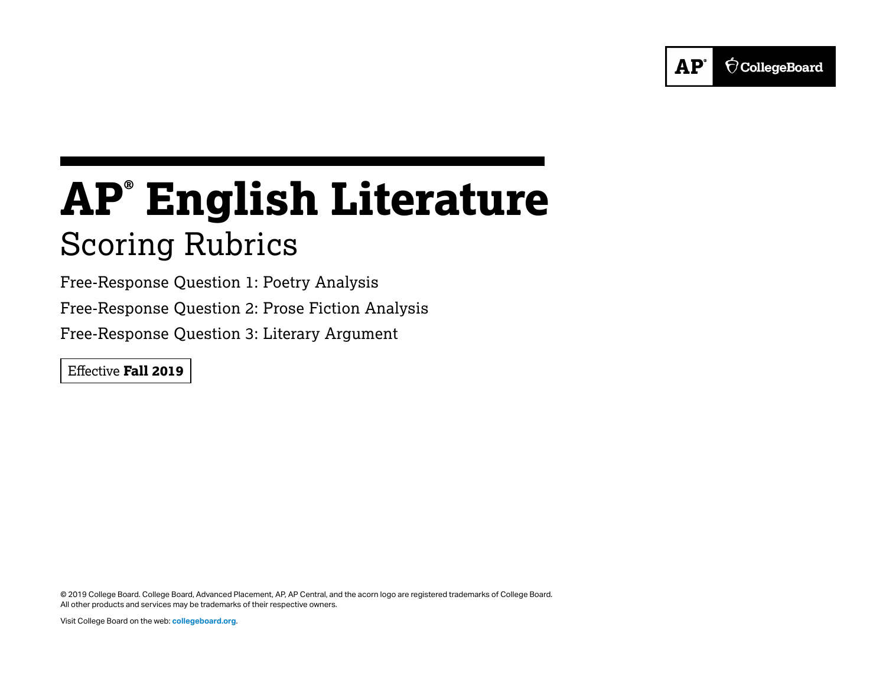# AP® English Literature

## Scoring Rubrics

Free-Response Question 1: Poetry Analysis

Free-Response Question 2: Prose Fiction Analysis

Free-Response Question 3: Literary Argument

Effective **Fall 2019**

© 2019 College Board. College Board, Advanced Placement, AP, AP Central, and the acorn logo are registered trademarks of College Board. All other products and services may be trademarks of their respective owners.

Visit College Board on the web: **collegeboard.org**.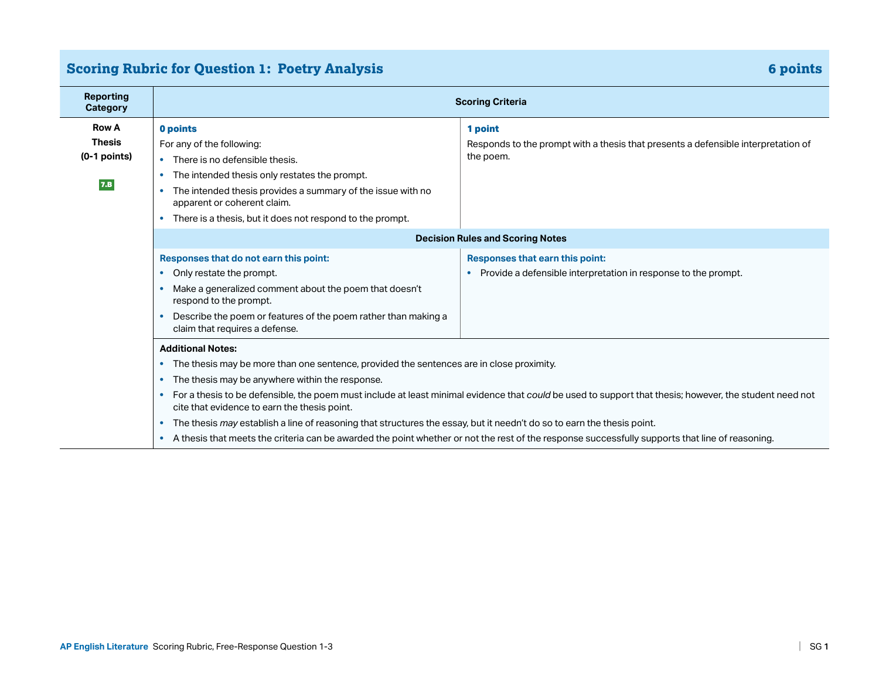## Scoring Rubric for Question 1: Poetry Analysis — 6 points

| Reporting Category | Scoring Criteria | |
|---|---|---|
| **Row A Thesis (0-1 points)** 7.B | **0 points**<br>For any of the following:<br>• There is no defensible thesis.<br>• The intended thesis only restates the prompt.<br>• The intended thesis provides a summary of the issue with no apparent or coherent claim.<br>• There is a thesis, but it does not respond to the prompt. | **1 point**<br>Responds to the prompt with a thesis that presents a defensible interpretation of the poem. |
| | **Decision Rules and Scoring Notes** | |
| | **Responses that do not earn this point:**<br>• Only restate the prompt.<br>• Make a generalized comment about the poem that doesn't respond to the prompt.<br>• Describe the poem or features of the poem rather than making a claim that requires a defense. | **Responses that earn this point:**<br>• Provide a defensible interpretation in response to the prompt. |
| | **Additional Notes:**<br>• The thesis may be more than one sentence, provided the sentences are in close proximity.<br>• The thesis may be anywhere within the response.<br>• For a thesis to be defensible, the poem must include at least minimal evidence that *could* be used to support that thesis; however, the student need not cite that evidence to earn the thesis point.<br>• The thesis *may* establish a line of reasoning that structures the essay, but it needn't do so to earn the thesis point.<br>• A thesis that meets the criteria can be awarded the point whether or not the rest of the response successfully supports that line of reasoning. | |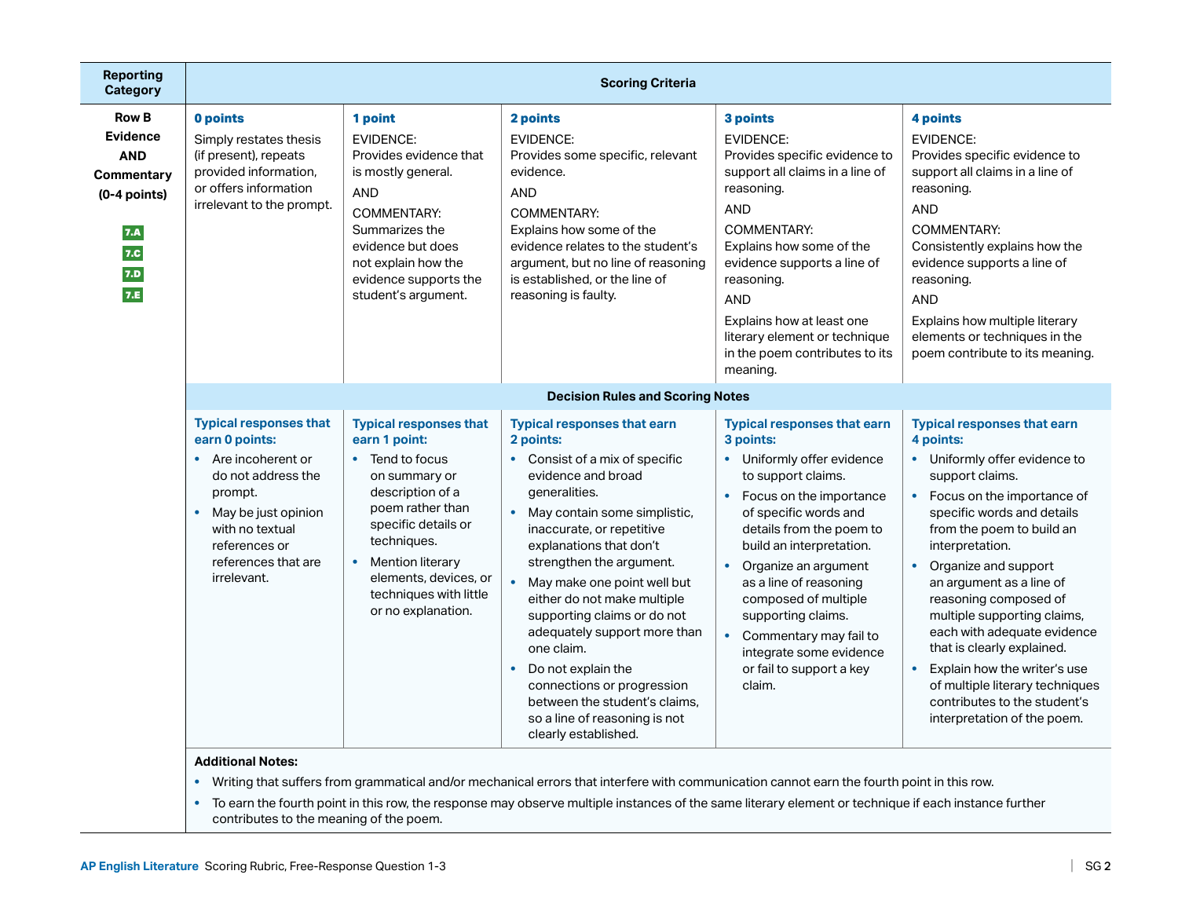| Reporting Category | Scoring Criteria | | | | |
|---|---|---|---|---|---|
| **Row B Evidence AND Commentary (0-4 points)** 7.A 7.C 7.D 7.E | **0 points** Simply restates thesis (if present), repeats provided information, or offers information irrelevant to the prompt. | **1 point** EVIDENCE: Provides evidence that is mostly general. AND COMMENTARY: Summarizes the evidence but does not explain how the evidence supports the student's argument. | **2 points** EVIDENCE: Provides some specific, relevant evidence. AND COMMENTARY: Explains how some of the evidence relates to the student's argument, but no line of reasoning is established, or the line of reasoning is faulty. | **3 points** EVIDENCE: Provides specific evidence to support all claims in a line of reasoning. AND COMMENTARY: Explains how some of the evidence supports a line of reasoning. AND Explains how at least one literary element or technique in the poem contributes to its meaning. | **4 points** EVIDENCE: Provides specific evidence to support all claims in a line of reasoning. AND COMMENTARY: Consistently explains how the evidence supports a line of reasoning. AND Explains how multiple literary elements or techniques in the poem contribute to its meaning. |
| | **Decision Rules and Scoring Notes** | | | | |
| | **Typical responses that earn 0 points:** • Are incoherent or do not address the prompt. • May be just opinion with no textual references or references that are irrelevant. | **Typical responses that earn 1 point:** • Tend to focus on summary or description of a poem rather than specific details or techniques. • Mention literary elements, devices, or techniques with little or no explanation. | **Typical responses that earn 2 points:** • Consist of a mix of specific evidence and broad generalities. • May contain some simplistic, inaccurate, or repetitive explanations that don't strengthen the argument. • May make one point well but either do not make multiple supporting claims or do not adequately support more than one claim. • Do not explain the connections or progression between the student's claims, so a line of reasoning is not clearly established. | **Typical responses that earn 3 points:** • Uniformly offer evidence to support claims. • Focus on the importance of specific words and details from the poem to build an interpretation. • Organize an argument as a line of reasoning composed of multiple supporting claims. • Commentary may fail to integrate some evidence or fail to support a key claim. | **Typical responses that earn 4 points:** • Uniformly offer evidence to support claims. • Focus on the importance of specific words and details from the poem to build an interpretation. • Organize and support an argument as a line of reasoning composed of multiple supporting claims, each with adequate evidence that is clearly explained. • Explain how the writer's use of multiple literary techniques contributes to the student's interpretation of the poem. |
| | **Additional Notes:** • Writing that suffers from grammatical and/or mechanical errors that interfere with communication cannot earn the fourth point in this row. • To earn the fourth point in this row, the response may observe multiple instances of the same literary element or technique if each instance further contributes to the meaning of the poem. | | | | |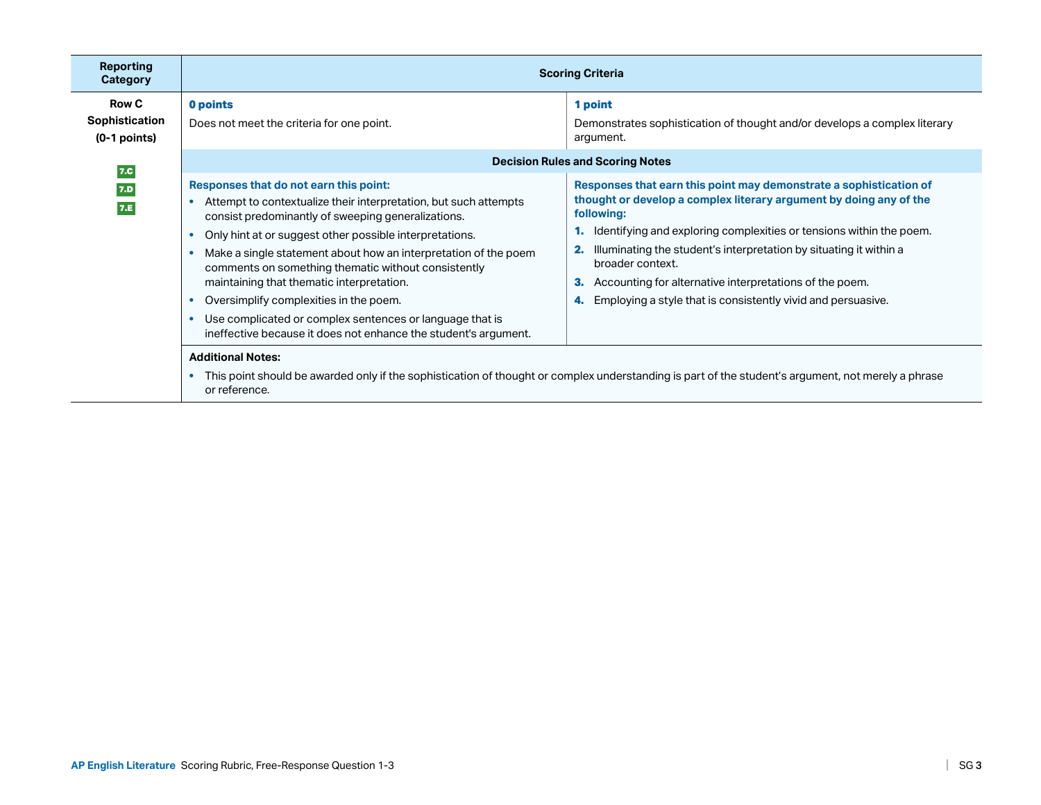| Reporting Category | Scoring Criteria | |
|---|---|---|
| **Row C**<br>**Sophistication**<br>**(0-1 points)**<br><br>7.C<br>7.D<br>7.E | **0 points**<br>Does not meet the criteria for one point. | **1 point**<br>Demonstrates sophistication of thought and/or develops a complex literary argument. |
| | **Decision Rules and Scoring Notes** | |
| | **Responses that do not earn this point:**<br>• Attempt to contextualize their interpretation, but such attempts consist predominantly of sweeping generalizations.<br>• Only hint at or suggest other possible interpretations.<br>• Make a single statement about how an interpretation of the poem comments on something thematic without consistently maintaining that thematic interpretation.<br>• Oversimplify complexities in the poem.<br>• Use complicated or complex sentences or language that is ineffective because it does not enhance the student's argument. | **Responses that earn this point may demonstrate a sophistication of thought or develop a complex literary argument by doing any of the following:**<br>1. Identifying and exploring complexities or tensions within the poem.<br>2. Illuminating the student's interpretation by situating it within a broader context.<br>3. Accounting for alternative interpretations of the poem.<br>4. Employing a style that is consistently vivid and persuasive. |
| | **Additional Notes:**<br>• This point should be awarded only if the sophistication of thought or complex understanding is part of the student's argument, not merely a phrase or reference. | |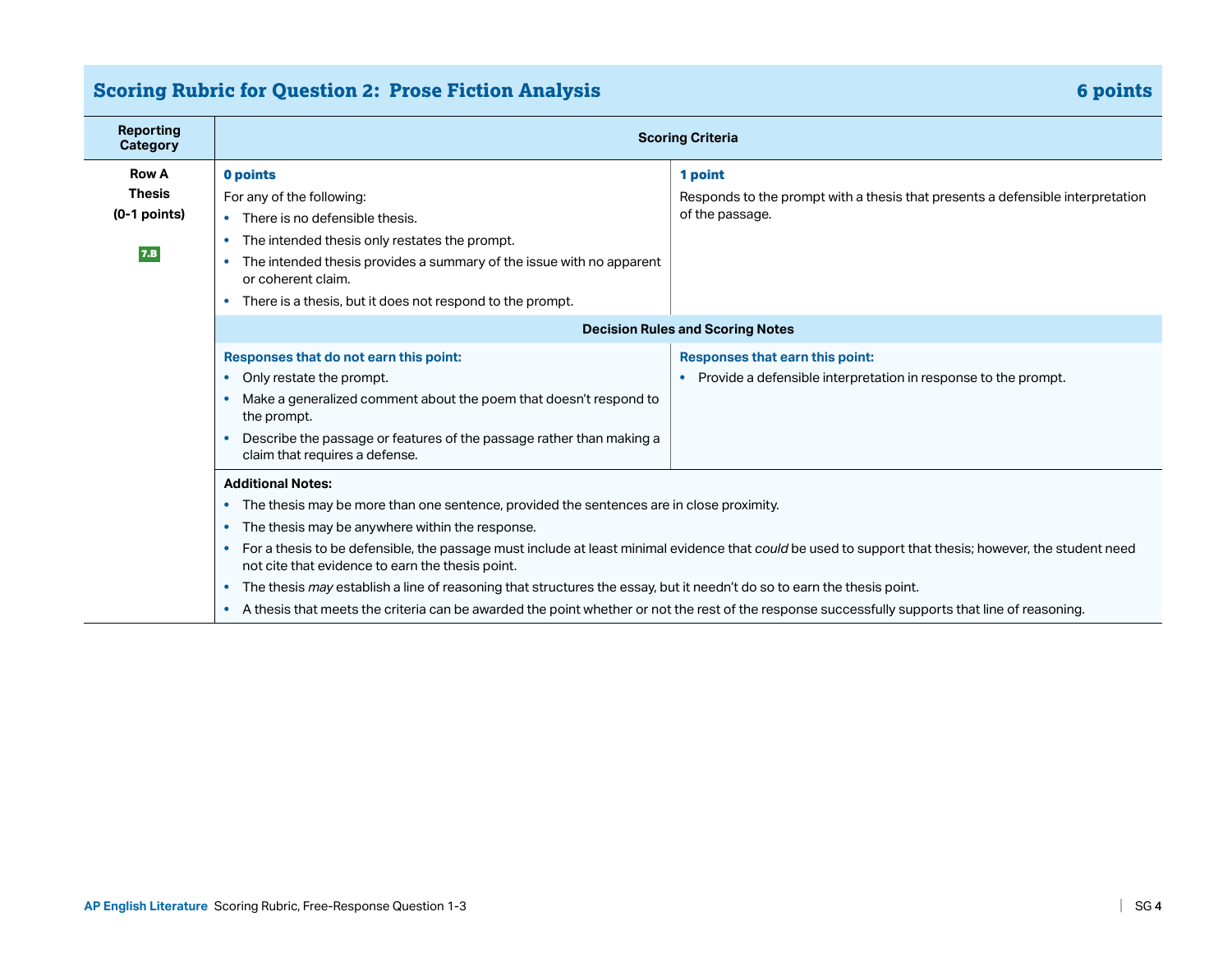## Scoring Rubric for Question 2: Prose Fiction Analysis — 6 points

| Reporting Category | Scoring Criteria | |
|---|---|---|
| **Row A**<br>**Thesis**<br>**(0-1 points)**<br>7.B | **0 points**<br>For any of the following:<br>• There is no defensible thesis.<br>• The intended thesis only restates the prompt.<br>• The intended thesis provides a summary of the issue with no apparent or coherent claim.<br>• There is a thesis, but it does not respond to the prompt. | **1 point**<br>Responds to the prompt with a thesis that presents a defensible interpretation of the passage. |
| | **Decision Rules and Scoring Notes** | |
| | **Responses that do not earn this point:**<br>• Only restate the prompt.<br>• Make a generalized comment about the poem that doesn't respond to the prompt.<br>• Describe the passage or features of the passage rather than making a claim that requires a defense. | **Responses that earn this point:**<br>• Provide a defensible interpretation in response to the prompt. |
| | **Additional Notes:**<br>• The thesis may be more than one sentence, provided the sentences are in close proximity.<br>• The thesis may be anywhere within the response.<br>• For a thesis to be defensible, the passage must include at least minimal evidence that *could* be used to support that thesis; however, the student need not cite that evidence to earn the thesis point.<br>• The thesis *may* establish a line of reasoning that structures the essay, but it needn't do so to earn the thesis point.<br>• A thesis that meets the criteria can be awarded the point whether or not the rest of the response successfully supports that line of reasoning. | |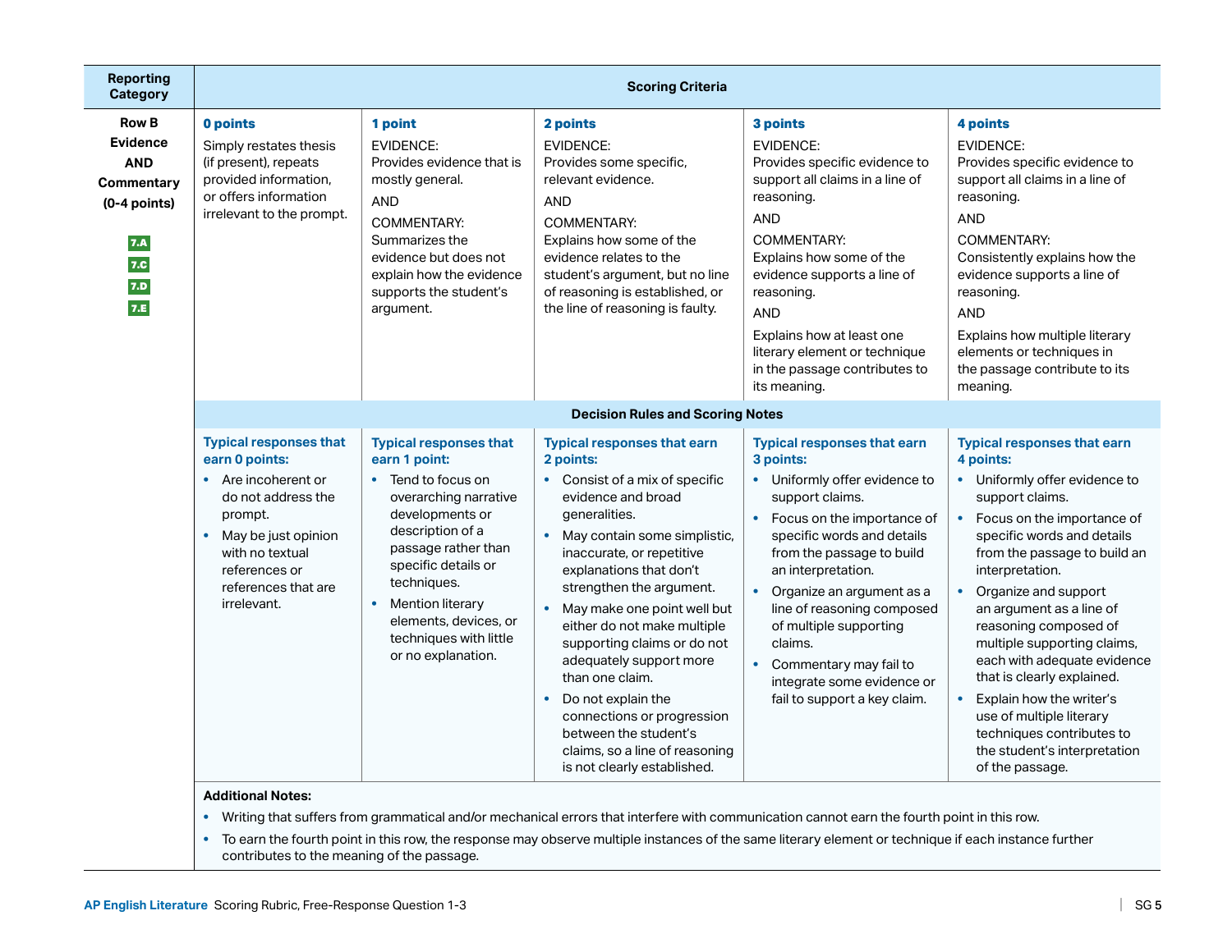| Reporting Category | Scoring Criteria | | | | |
|---|---|---|---|---|---|
| **Row B Evidence AND Commentary (0-4 points)** 7.A 7.C 7.D 7.E | **0 points** Simply restates thesis (if present), repeats provided information, or offers information irrelevant to the prompt. | **1 point** EVIDENCE: Provides evidence that is mostly general. AND COMMENTARY: Summarizes the evidence but does not explain how the evidence supports the student's argument. | **2 points** EVIDENCE: Provides some specific, relevant evidence. AND COMMENTARY: Explains how some of the evidence relates to the student's argument, but no line of reasoning is established, or the line of reasoning is faulty. | **3 points** EVIDENCE: Provides specific evidence to support all claims in a line of reasoning. AND COMMENTARY: Explains how some of the evidence supports a line of reasoning. AND Explains how at least one literary element or technique in the passage contributes to its meaning. | **4 points** EVIDENCE: Provides specific evidence to support all claims in a line of reasoning. AND COMMENTARY: Consistently explains how the evidence supports a line of reasoning. AND Explains how multiple literary elements or techniques in the passage contribute to its meaning. |
| | **Decision Rules and Scoring Notes** | | | | |
| | **Typical responses that earn 0 points:** • Are incoherent or do not address the prompt. • May be just opinion with no textual references or references that are irrelevant. | **Typical responses that earn 1 point:** • Tend to focus on overarching narrative developments or description of a passage rather than specific details or techniques. • Mention literary elements, devices, or techniques with little or no explanation. | **Typical responses that earn 2 points:** • Consist of a mix of specific evidence and broad generalities. • May contain some simplistic, inaccurate, or repetitive explanations that don't strengthen the argument. • May make one point well but either do not make multiple supporting claims or do not adequately support more than one claim. • Do not explain the connections or progression between the student's claims, so a line of reasoning is not clearly established. | **Typical responses that earn 3 points:** • Uniformly offer evidence to support claims. • Focus on the importance of specific words and details from the passage to build an interpretation. • Organize an argument as a line of reasoning composed of multiple supporting claims. • Commentary may fail to integrate some evidence or fail to support a key claim. | **Typical responses that earn 4 points:** • Uniformly offer evidence to support claims. • Focus on the importance of specific words and details from the passage to build an interpretation. • Organize and support an argument as a line of reasoning composed of multiple supporting claims, each with adequate evidence that is clearly explained. • Explain how the writer's use of multiple literary techniques contributes to the student's interpretation of the passage. |

**Additional Notes:**

- Writing that suffers from grammatical and/or mechanical errors that interfere with communication cannot earn the fourth point in this row.
- To earn the fourth point in this row, the response may observe multiple instances of the same literary element or technique if each instance further contributes to the meaning of the passage.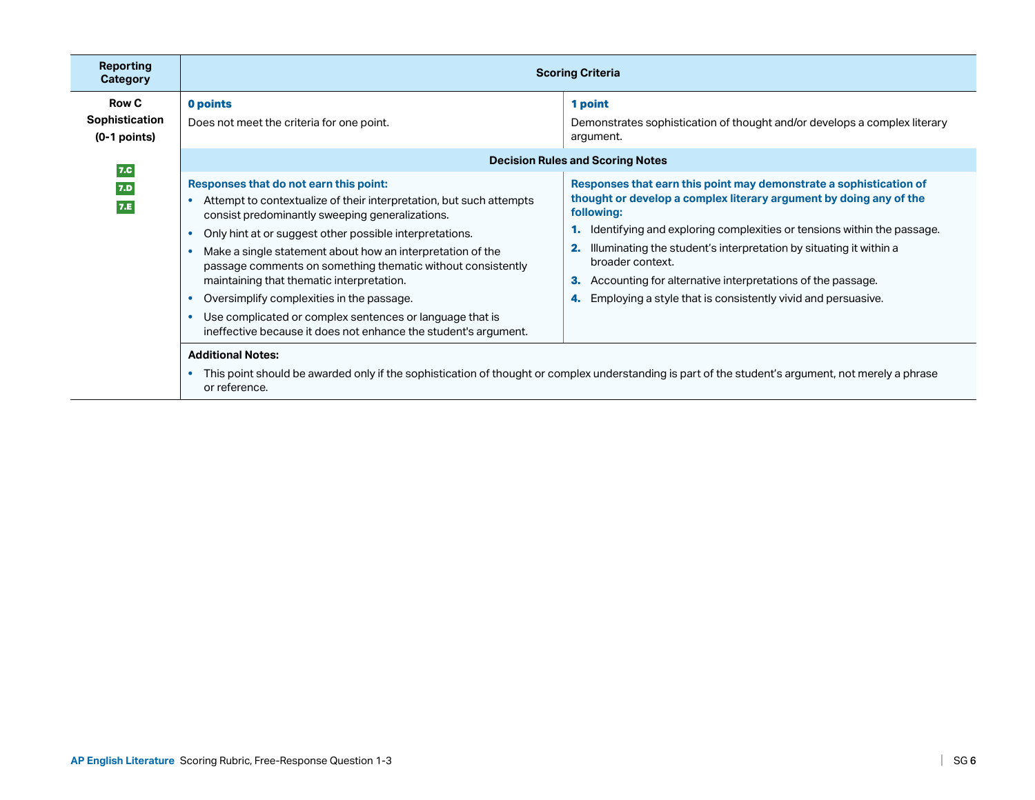| Reporting Category | Scoring Criteria | |
|---|---|---|
| **Row C**<br>**Sophistication**<br>**(0-1 points)**<br><br>7.C<br>7.D<br>7.E | **0 points**<br>Does not meet the criteria for one point. | **1 point**<br>Demonstrates sophistication of thought and/or develops a complex literary argument. |
| | **Decision Rules and Scoring Notes** | |
| | **Responses that do not earn this point:**<br>• Attempt to contextualize of their interpretation, but such attempts consist predominantly sweeping generalizations.<br>• Only hint at or suggest other possible interpretations.<br>• Make a single statement about how an interpretation of the passage comments on something thematic without consistently maintaining that thematic interpretation.<br>• Oversimplify complexities in the passage.<br>• Use complicated or complex sentences or language that is ineffective because it does not enhance the student's argument. | **Responses that earn this point may demonstrate a sophistication of thought or develop a complex literary argument by doing any of the following:**<br>**1.** Identifying and exploring complexities or tensions within the passage.<br>**2.** Illuminating the student's interpretation by situating it within a broader context.<br>**3.** Accounting for alternative interpretations of the passage.<br>**4.** Employing a style that is consistently vivid and persuasive. |
| | **Additional Notes:**<br>• This point should be awarded only if the sophistication of thought or complex understanding is part of the student's argument, not merely a phrase or reference. | |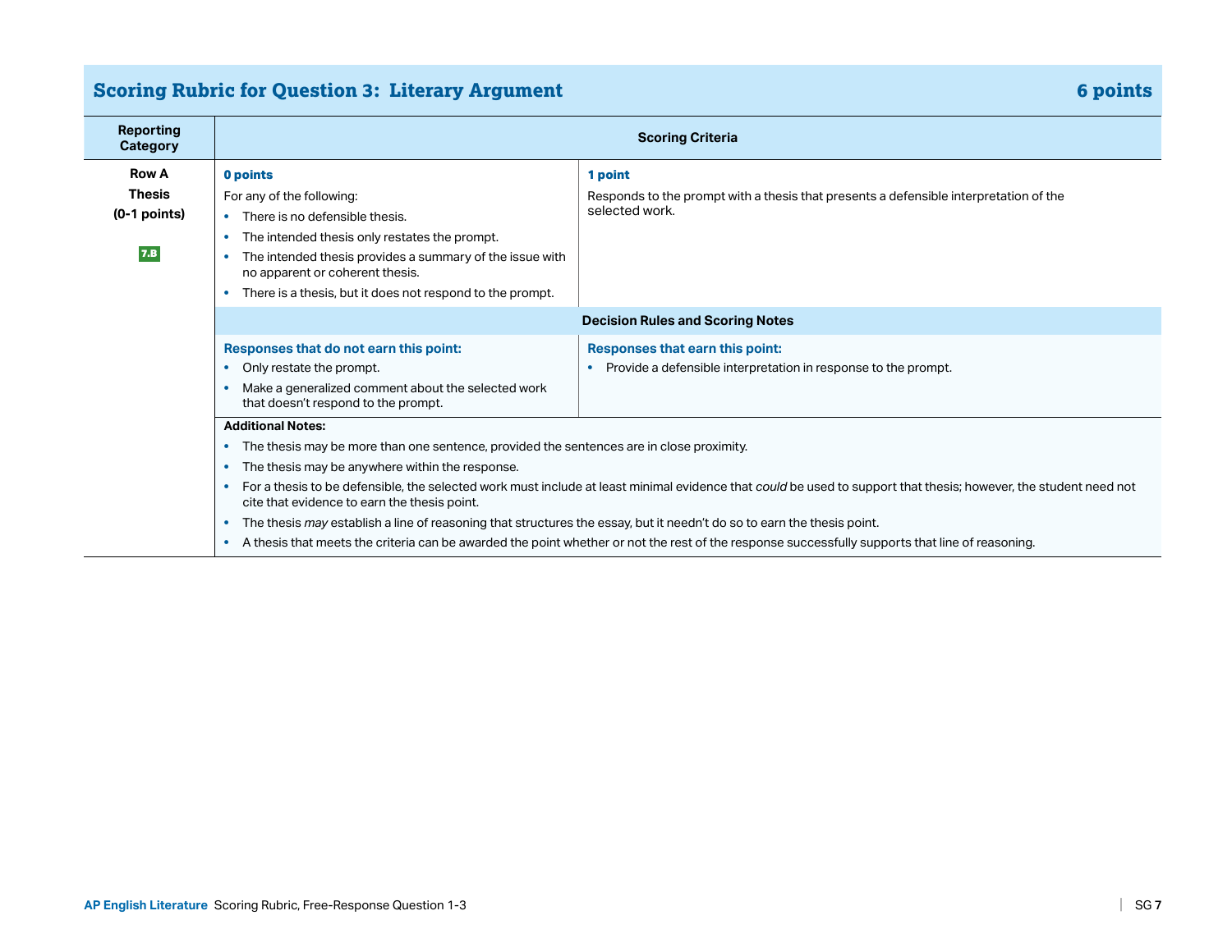## Scoring Rubric for Question 3: Literary Argument — 6 points

| Reporting Category | Scoring Criteria | |
|---|---|---|
| **Row A**<br>**Thesis**<br>**(0-1 points)**<br>7.B | **0 points**<br>For any of the following:<br>• There is no defensible thesis.<br>• The intended thesis only restates the prompt.<br>• The intended thesis provides a summary of the issue with no apparent or coherent thesis.<br>• There is a thesis, but it does not respond to the prompt. | **1 point**<br>Responds to the prompt with a thesis that presents a defensible interpretation of the selected work. |
| | **Decision Rules and Scoring Notes** | |
| | **Responses that do not earn this point:**<br>• Only restate the prompt.<br>• Make a generalized comment about the selected work that doesn't respond to the prompt. | **Responses that earn this point:**<br>• Provide a defensible interpretation in response to the prompt. |
| | **Additional Notes:**<br>• The thesis may be more than one sentence, provided the sentences are in close proximity.<br>• The thesis may be anywhere within the response.<br>• For a thesis to be defensible, the selected work must include at least minimal evidence that *could* be used to support that thesis; however, the student need not cite that evidence to earn the thesis point.<br>• The thesis *may* establish a line of reasoning that structures the essay, but it needn't do so to earn the thesis point.<br>• A thesis that meets the criteria can be awarded the point whether or not the rest of the response successfully supports that line of reasoning. | |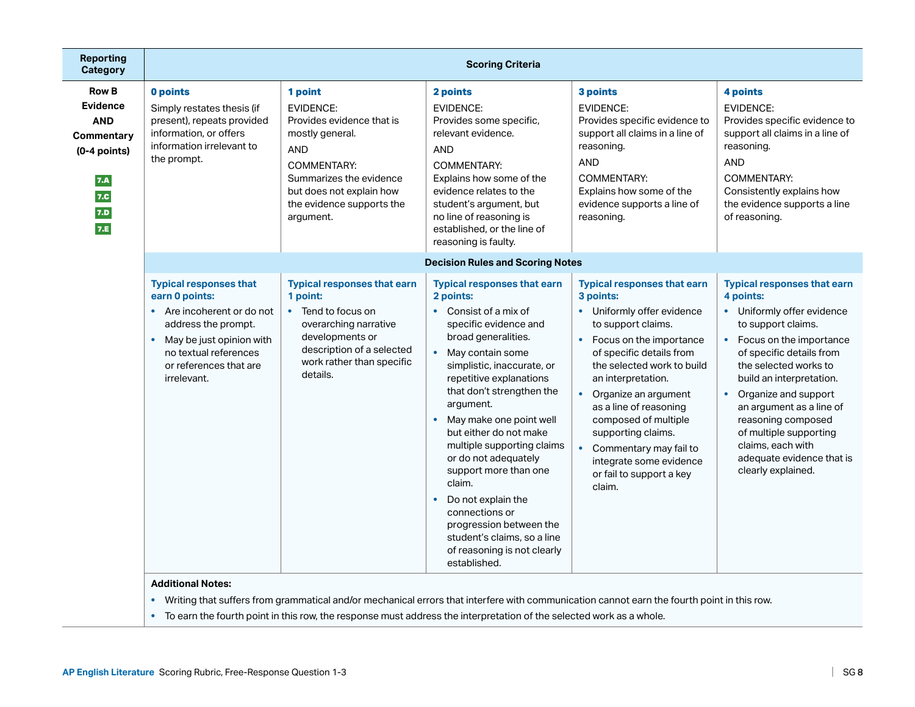| Reporting Category | Scoring Criteria | | | | |
|---|---|---|---|---|---|
| **Row B Evidence AND Commentary (0-4 points)** 7.A 7.C 7.D 7.E | **0 points** Simply restates thesis (if present), repeats provided information, or offers information irrelevant to the prompt. | **1 point** EVIDENCE: Provides evidence that is mostly general. AND COMMENTARY: Summarizes the evidence but does not explain how the evidence supports the argument. | **2 points** EVIDENCE: Provides some specific, relevant evidence. AND COMMENTARY: Explains how some of the evidence relates to the student's argument, but no line of reasoning is established, or the line of reasoning is faulty. | **3 points** EVIDENCE: Provides specific evidence to support all claims in a line of reasoning. AND COMMENTARY: Explains how some of the evidence supports a line of reasoning. | **4 points** EVIDENCE: Provides specific evidence to support all claims in a line of reasoning. AND COMMENTARY: Consistently explains how the evidence supports a line of reasoning. |
| | **Decision Rules and Scoring Notes** | | | | |
| | **Typical responses that earn 0 points:** • Are incoherent or do not address the prompt. • May be just opinion with no textual references or references that are irrelevant. | **Typical responses that earn 1 point:** • Tend to focus on overarching narrative developments or description of a selected work rather than specific details. | **Typical responses that earn 2 points:** • Consist of a mix of specific evidence and broad generalities. • May contain some simplistic, inaccurate, or repetitive explanations that don't strengthen the argument. • May make one point well but either do not make multiple supporting claims or do not adequately support more than one claim. • Do not explain the connections or progression between the student's claims, so a line of reasoning is not clearly established. | **Typical responses that earn 3 points:** • Uniformly offer evidence to support claims. • Focus on the importance of specific details from the selected work to build an interpretation. • Organize an argument as a line of reasoning composed of multiple supporting claims. • Commentary may fail to integrate some evidence or fail to support a key claim. | **Typical responses that earn 4 points:** • Uniformly offer evidence to support claims. • Focus on the importance of specific details from the selected works to build an interpretation. • Organize and support an argument as a line of reasoning composed of multiple supporting claims, each with adequate evidence that is clearly explained. |
| | **Additional Notes:** • Writing that suffers from grammatical and/or mechanical errors that interfere with communication cannot earn the fourth point in this row. • To earn the fourth point in this row, the response must address the interpretation of the selected work as a whole. | | | | |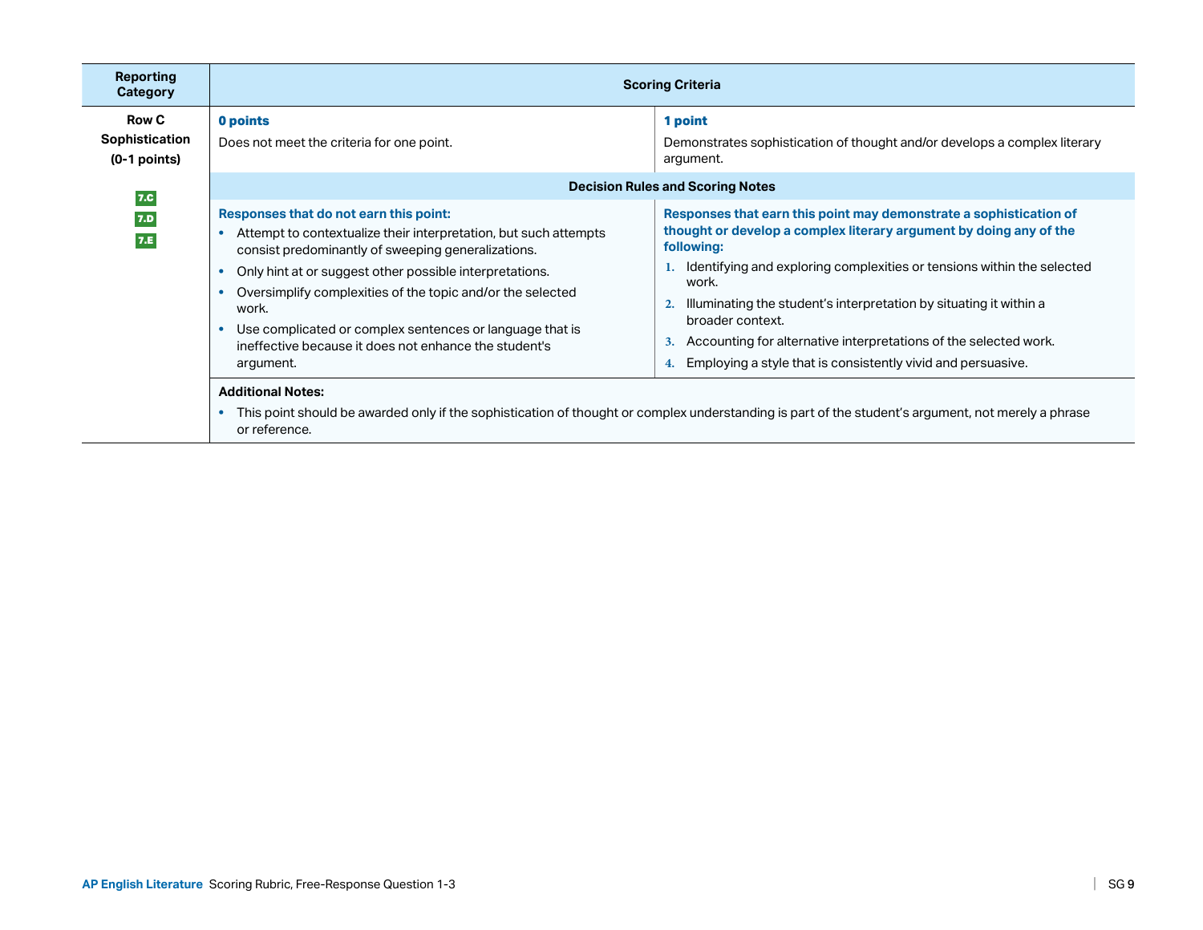| Reporting Category | Scoring Criteria | |
|---|---|---|
| **Row C Sophistication (0-1 points)** 7.C 7.D 7.E | **0 points** Does not meet the criteria for one point. | **1 point** Demonstrates sophistication of thought and/or develops a complex literary argument. |
| | **Decision Rules and Scoring Notes** | |
| | **Responses that do not earn this point:** • Attempt to contextualize their interpretation, but such attempts consist predominantly of sweeping generalizations. • Only hint at or suggest other possible interpretations. • Oversimplify complexities of the topic and/or the selected work. • Use complicated or complex sentences or language that is ineffective because it does not enhance the student's argument. | **Responses that earn this point may demonstrate a sophistication of thought or develop a complex literary argument by doing any of the following:** 1. Identifying and exploring complexities or tensions within the selected work. 2. Illuminating the student's interpretation by situating it within a broader context. 3. Accounting for alternative interpretations of the selected work. 4. Employing a style that is consistently vivid and persuasive. |
| | **Additional Notes:** • This point should be awarded only if the sophistication of thought or complex understanding is part of the student's argument, not merely a phrase or reference. | |